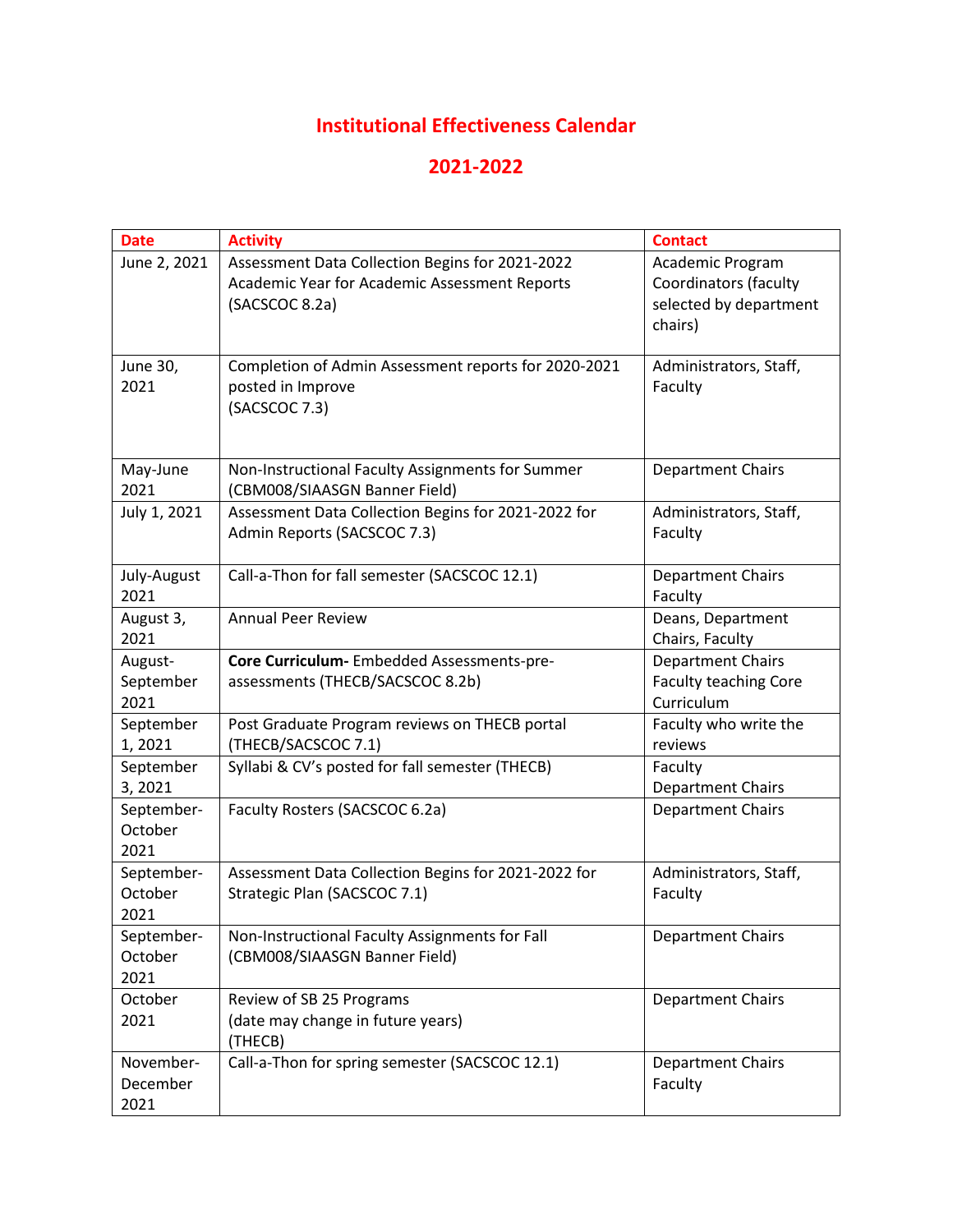# Institutional Effectiveness Calendar

## 2021-2022

| Date | Activity | Contact |
|---|---|---|
| June 2, 2021 | Assessment Data Collection Begins for 2021-2022 Academic Year for Academic Assessment Reports (SACSCOC 8.2a) | Academic Program Coordinators (faculty selected by department chairs) |
| June 30, 2021 | Completion of Admin Assessment reports for 2020-2021 posted in Improve (SACSCOC 7.3) | Administrators, Staff, Faculty |
| May-June 2021 | Non-Instructional Faculty Assignments for Summer (CBM008/SIAASGN Banner Field) | Department Chairs |
| July 1, 2021 | Assessment Data Collection Begins for 2021-2022 for Admin Reports (SACSCOC 7.3) | Administrators, Staff, Faculty |
| July-August 2021 | Call-a-Thon for fall semester (SACSCOC 12.1) | Department Chairs Faculty |
| August 3, 2021 | Annual Peer Review | Deans, Department Chairs, Faculty |
| August-September 2021 | **Core Curriculum-** Embedded Assessments-pre-assessments (THECB/SACSCOC 8.2b) | Department Chairs Faculty teaching Core Curriculum |
| September 1, 2021 | Post Graduate Program reviews on THECB portal (THECB/SACSCOC 7.1) | Faculty who write the reviews |
| September 3, 2021 | Syllabi & CV's posted for fall semester (THECB) | Faculty Department Chairs |
| September-October 2021 | Faculty Rosters (SACSCOC 6.2a) | Department Chairs |
| September-October 2021 | Assessment Data Collection Begins for 2021-2022 for Strategic Plan (SACSCOC 7.1) | Administrators, Staff, Faculty |
| September-October 2021 | Non-Instructional Faculty Assignments for Fall (CBM008/SIAASGN Banner Field) | Department Chairs |
| October 2021 | Review of SB 25 Programs (date may change in future years) (THECB) | Department Chairs |
| November-December 2021 | Call-a-Thon for spring semester (SACSCOC 12.1) | Department Chairs Faculty |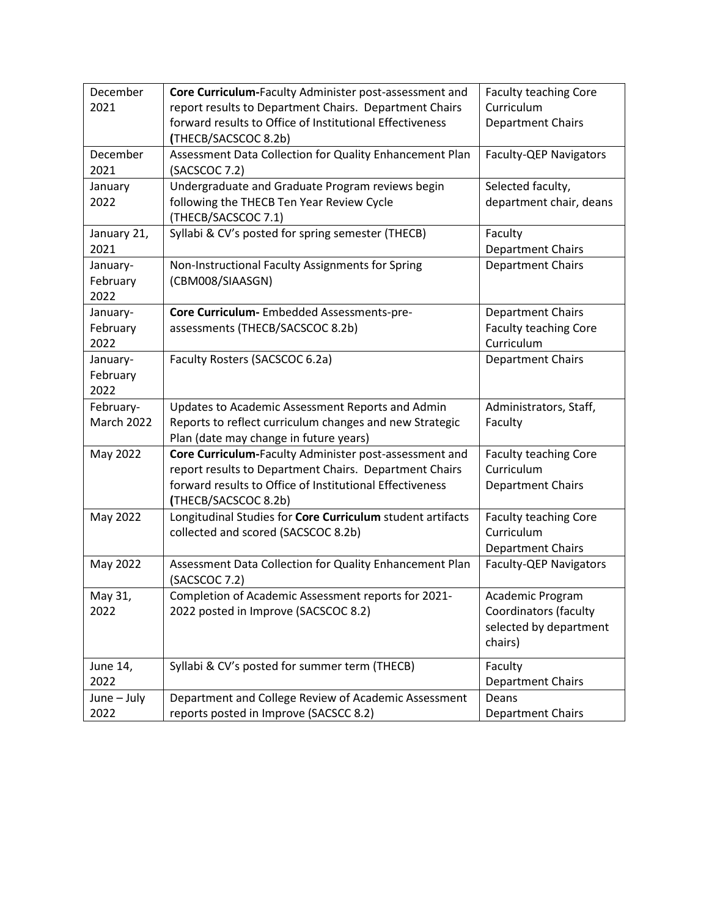| | | |
|---|---|---|
| December 2021 | **Core Curriculum-**Faculty Administer post-assessment and report results to Department Chairs. Department Chairs forward results to Office of Institutional Effectiveness **(**THECB/SACSCOC 8.2b) | Faculty teaching Core Curriculum Department Chairs |
| December 2021 | Assessment Data Collection for Quality Enhancement Plan (SACSCOC 7.2) | Faculty-QEP Navigators |
| January 2022 | Undergraduate and Graduate Program reviews begin following the THECB Ten Year Review Cycle (THECB/SACSCOC 7.1) | Selected faculty, department chair, deans |
| January 21, 2021 | Syllabi & CV's posted for spring semester (THECB) | Faculty Department Chairs |
| January-February 2022 | Non-Instructional Faculty Assignments for Spring (CBM008/SIAASGN) | Department Chairs |
| January-February 2022 | **Core Curriculum-** Embedded Assessments-pre-assessments (THECB/SACSCOC 8.2b) | Department Chairs Faculty teaching Core Curriculum |
| January-February 2022 | Faculty Rosters (SACSCOC 6.2a) | Department Chairs |
| February-March 2022 | Updates to Academic Assessment Reports and Admin Reports to reflect curriculum changes and new Strategic Plan (date may change in future years) | Administrators, Staff, Faculty |
| May 2022 | **Core Curriculum-**Faculty Administer post-assessment and report results to Department Chairs. Department Chairs forward results to Office of Institutional Effectiveness **(**THECB/SACSCOC 8.2b) | Faculty teaching Core Curriculum Department Chairs |
| May 2022 | Longitudinal Studies for **Core Curriculum** student artifacts collected and scored (SACSCOC 8.2b) | Faculty teaching Core Curriculum Department Chairs |
| May 2022 | Assessment Data Collection for Quality Enhancement Plan (SACSCOC 7.2) | Faculty-QEP Navigators |
| May 31, 2022 | Completion of Academic Assessment reports for 2021-2022 posted in Improve (SACSCOC 8.2) | Academic Program Coordinators (faculty selected by department chairs) |
| June 14, 2022 | Syllabi & CV's posted for summer term (THECB) | Faculty Department Chairs |
| June – July 2022 | Department and College Review of Academic Assessment reports posted in Improve (SACSCC 8.2) | Deans Department Chairs |